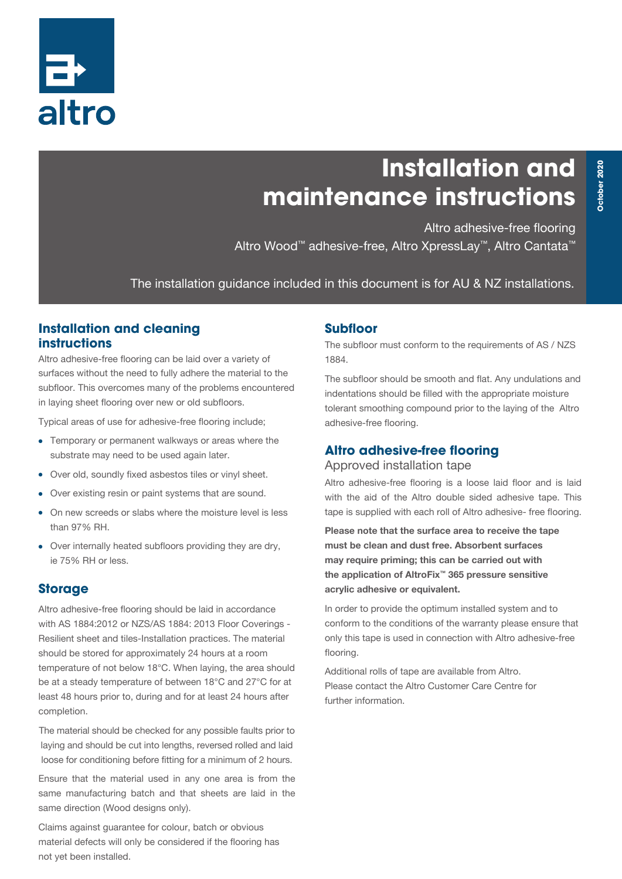altro

# Installation and maintenance instructions

Altro adhesive-free flooring

Altro Wood™ adhesive-free, Altro XpressLay™, Altro Cantata™

The installation guidance included in this document is for AU & NZ installations.

October 2020

## Installation and cleaning instructions

Altro adhesive-free flooring can be laid over a variety of surfaces without the need to fully adhere the material to the subfloor. This overcomes many of the problems encountered in laying sheet flooring over new or old subfloors.

Typical areas of use for adhesive-free flooring include;

- Temporary or permanent walkways or areas where the substrate may need to be used again later.
- Over old, soundly fixed asbestos tiles or vinyl sheet.
- Over existing resin or paint systems that are sound.
- On new screeds or slabs where the moisture level is less than 97% RH.
- Over internally heated subfloors providing they are dry, ie 75% RH or less.

## Storage

Altro adhesive-free flooring should be laid in accordance with AS 1884:2012 or NZS/AS 1884: 2013 Floor Coverings - Resilient sheet and tiles-Installation practices. The material should be stored for approximately 24 hours at a room temperature of not below 18°C. When laying, the area should be at a steady temperature of between 18°C and 27°C for at least 48 hours prior to, during and for at least 24 hours after completion.

The material should be checked for any possible faults prior to laying and should be cut into lengths, reversed rolled and laid loose for conditioning before fitting for a minimum of 2 hours.

Ensure that the material used in any one area is from the same manufacturing batch and that sheets are laid in the same direction (Wood designs only).

Claims against guarantee for colour, batch or obvious material defects will only be considered if the flooring has not yet been installed.

## Subfloor

The subfloor must conform to the requirements of AS / NZS 1884.

The subfloor should be smooth and flat. Any undulations and indentations should be filled with the appropriate moisture tolerant smoothing compound prior to the laying of the Altro adhesive-free flooring.

## Altro adhesive-free flooring

### Approved installation tape

Altro adhesive-free flooring is a loose laid floor and is laid with the aid of the Altro double sided adhesive tape. This tape is supplied with each roll of Altro adhesive- free flooring.

**Please note that the surface area to receive the tape must be clean and dust free. Absorbent surfaces may require priming; this can be carried out with the application of AltroFix™ 365 pressure sensitive acrylic adhesive or equivalent.**

In order to provide the optimum installed system and to conform to the conditions of the warranty please ensure that only this tape is used in connection with Altro adhesive-free flooring.

Additional rolls of tape are available from Altro. Please contact the Altro Customer Care Centre for further information.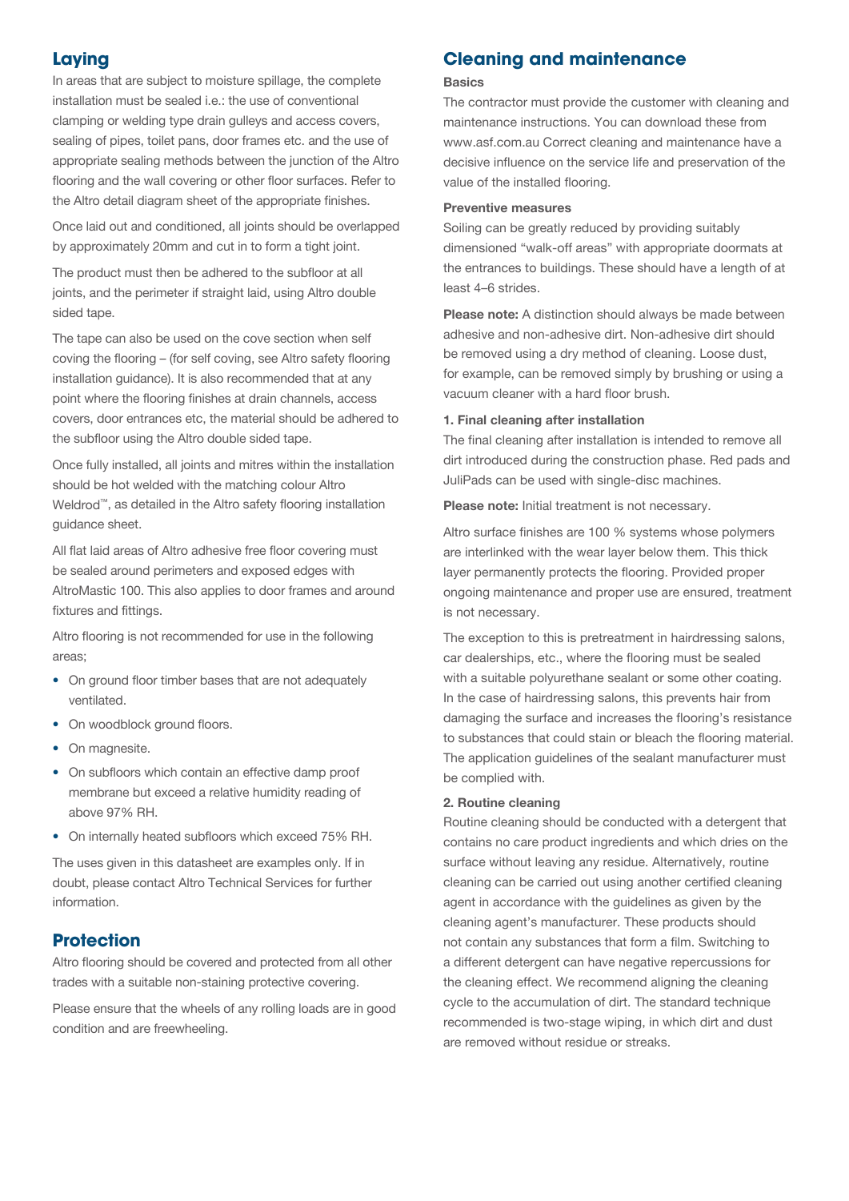## Laying

In areas that are subject to moisture spillage, the complete installation must be sealed i.e.: the use of conventional clamping or welding type drain gulleys and access covers, sealing of pipes, toilet pans, door frames etc. and the use of appropriate sealing methods between the junction of the Altro flooring and the wall covering or other floor surfaces. Refer to the Altro detail diagram sheet of the appropriate finishes.

Once laid out and conditioned, all joints should be overlapped by approximately 20mm and cut in to form a tight joint.

The product must then be adhered to the subfloor at all joints, and the perimeter if straight laid, using Altro double sided tape.

The tape can also be used on the cove section when self coving the flooring – (for self coving, see Altro safety flooring installation guidance). It is also recommended that at any point where the flooring finishes at drain channels, access covers, door entrances etc, the material should be adhered to the subfloor using the Altro double sided tape.

Once fully installed, all joints and mitres within the installation should be hot welded with the matching colour Altro Weldrod™, as detailed in the Altro safety flooring installation guidance sheet.

All flat laid areas of Altro adhesive free floor covering must be sealed around perimeters and exposed edges with AltroMastic 100. This also applies to door frames and around fixtures and fittings.

Altro flooring is not recommended for use in the following areas;

- On ground floor timber bases that are not adequately ventilated.
- On woodblock ground floors.
- On magnesite.
- On subfloors which contain an effective damp proof membrane but exceed a relative humidity reading of above 97% RH.
- On internally heated subfloors which exceed 75% RH.

The uses given in this datasheet are examples only. If in doubt, please contact Altro Technical Services for further information.

## Protection

Altro flooring should be covered and protected from all other trades with a suitable non-staining protective covering.

Please ensure that the wheels of any rolling loads are in good condition and are freewheeling.

## Cleaning and maintenance

### Basics

The contractor must provide the customer with cleaning and maintenance instructions. You can download these from www.asf.com.au Correct cleaning and maintenance have a decisive influence on the service life and preservation of the value of the installed flooring.

### Preventive measures

Soiling can be greatly reduced by providing suitably dimensioned "walk-off areas" with appropriate doormats at the entrances to buildings. These should have a length of at least 4–6 strides.

**Please note:** A distinction should always be made between adhesive and non-adhesive dirt. Non-adhesive dirt should be removed using a dry method of cleaning. Loose dust, for example, can be removed simply by brushing or using a vacuum cleaner with a hard floor brush.

### 1. Final cleaning after installation

The final cleaning after installation is intended to remove all dirt introduced during the construction phase. Red pads and JuliPads can be used with single-disc machines.

**Please note:** Initial treatment is not necessary.

Altro surface finishes are 100 % systems whose polymers are interlinked with the wear layer below them. This thick layer permanently protects the flooring. Provided proper ongoing maintenance and proper use are ensured, treatment is not necessary.

The exception to this is pretreatment in hairdressing salons, car dealerships, etc., where the flooring must be sealed with a suitable polyurethane sealant or some other coating. In the case of hairdressing salons, this prevents hair from damaging the surface and increases the flooring's resistance to substances that could stain or bleach the flooring material. The application guidelines of the sealant manufacturer must be complied with.

### 2. Routine cleaning

Routine cleaning should be conducted with a detergent that contains no care product ingredients and which dries on the surface without leaving any residue. Alternatively, routine cleaning can be carried out using another certified cleaning agent in accordance with the guidelines as given by the cleaning agent's manufacturer. These products should not contain any substances that form a film. Switching to a different detergent can have negative repercussions for the cleaning effect. We recommend aligning the cleaning cycle to the accumulation of dirt. The standard technique recommended is two-stage wiping, in which dirt and dust are removed without residue or streaks.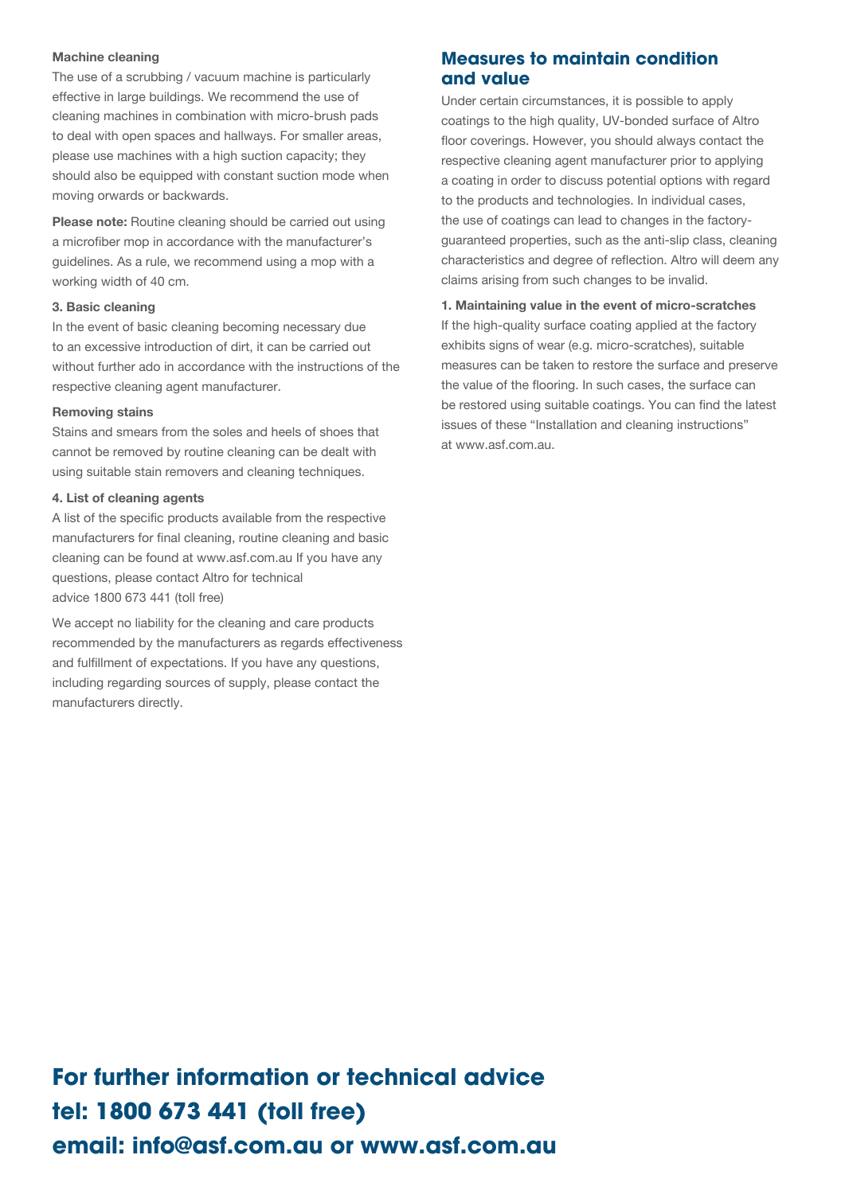#### Machine cleaning

The use of a scrubbing / vacuum machine is particularly effective in large buildings. We recommend the use of cleaning machines in combination with micro-brush pads to deal with open spaces and hallways. For smaller areas, please use machines with a high suction capacity; they should also be equipped with constant suction mode when moving orwards or backwards.

**Please note:** Routine cleaning should be carried out using a microfiber mop in accordance with the manufacturer's guidelines. As a rule, we recommend using a mop with a working width of 40 cm.

#### 3. Basic cleaning

In the event of basic cleaning becoming necessary due to an excessive introduction of dirt, it can be carried out without further ado in accordance with the instructions of the respective cleaning agent manufacturer.

#### Removing stains

Stains and smears from the soles and heels of shoes that cannot be removed by routine cleaning can be dealt with using suitable stain removers and cleaning techniques.

#### 4. List of cleaning agents

A list of the specific products available from the respective manufacturers for final cleaning, routine cleaning and basic cleaning can be found at www.asf.com.au If you have any questions, please contact Altro for technical advice 1800 673 441 (toll free)

We accept no liability for the cleaning and care products recommended by the manufacturers as regards effectiveness and fulfillment of expectations. If you have any questions, including regarding sources of supply, please contact the manufacturers directly.

## Measures to maintain condition and value

Under certain circumstances, it is possible to apply coatings to the high quality, UV-bonded surface of Altro floor coverings. However, you should always contact the respective cleaning agent manufacturer prior to applying a coating in order to discuss potential options with regard to the products and technologies. In individual cases, the use of coatings can lead to changes in the factory-guaranteed properties, such as the anti-slip class, cleaning characteristics and degree of reflection. Altro will deem any claims arising from such changes to be invalid.

#### 1. Maintaining value in the event of micro-scratches

If the high-quality surface coating applied at the factory exhibits signs of wear (e.g. micro-scratches), suitable measures can be taken to restore the surface and preserve the value of the flooring. In such cases, the surface can be restored using suitable coatings. You can find the latest issues of these "Installation and cleaning instructions" at www.asf.com.au.

## For further information or technical advice tel: 1800 673 441 (toll free) email: info@asf.com.au or www.asf.com.au